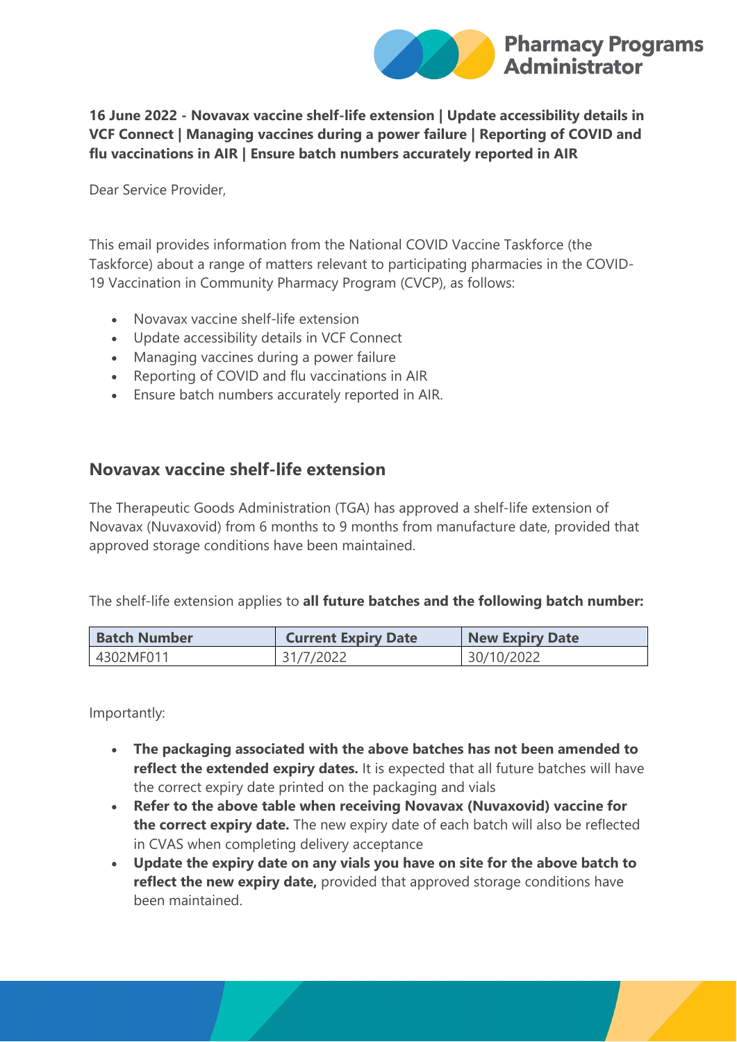**16 June 2022 - Novavax vaccine shelf-life extension | Update accessibility details in VCF Connect | Managing vaccines during a power failure | Reporting of COVID and flu vaccinations in AIR | Ensure batch numbers accurately reported in AIR**

Dear Service Provider,

This email provides information from the National COVID Vaccine Taskforce (the Taskforce) about a range of matters relevant to participating pharmacies in the COVID-19 Vaccination in Community Pharmacy Program (CVCP), as follows:

- Novavax vaccine shelf-life extension
- Update accessibility details in VCF Connect
- Managing vaccines during a power failure
- Reporting of COVID and flu vaccinations in AIR
- Ensure batch numbers accurately reported in AIR.

## Novavax vaccine shelf-life extension

The Therapeutic Goods Administration (TGA) has approved a shelf-life extension of Novavax (Nuvaxovid) from 6 months to 9 months from manufacture date, provided that approved storage conditions have been maintained.

The shelf-life extension applies to **all future batches and the following batch number:**

| Batch Number | Current Expiry Date | New Expiry Date |
| --- | --- | --- |
| 4302MF011 | 31/7/2022 | 30/10/2022 |

Importantly:

- **The packaging associated with the above batches has not been amended to reflect the extended expiry dates.** It is expected that all future batches will have the correct expiry date printed on the packaging and vials
- **Refer to the above table when receiving Novavax (Nuvaxovid) vaccine for the correct expiry date.** The new expiry date of each batch will also be reflected in CVAS when completing delivery acceptance
- **Update the expiry date on any vials you have on site for the above batch to reflect the new expiry date,** provided that approved storage conditions have been maintained.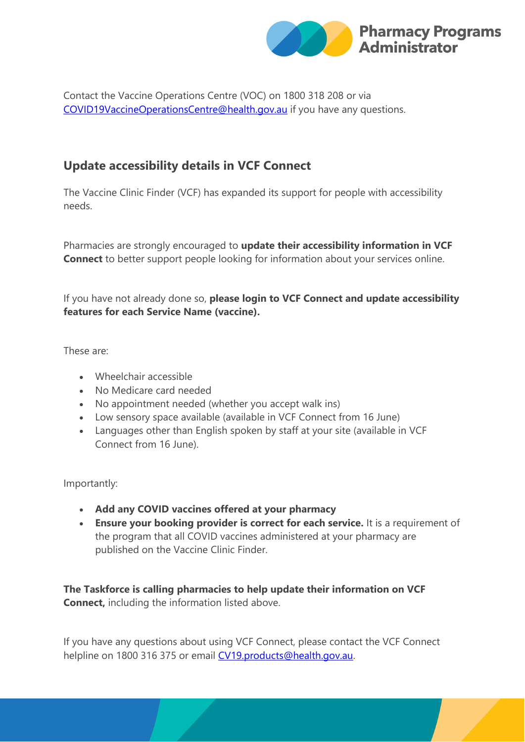Contact the Vaccine Operations Centre (VOC) on 1800 318 208 or via COVID19VaccineOperationsCentre@health.gov.au if you have any questions.

## Update accessibility details in VCF Connect

The Vaccine Clinic Finder (VCF) has expanded its support for people with accessibility needs.

Pharmacies are strongly encouraged to **update their accessibility information in VCF Connect** to better support people looking for information about your services online.

If you have not already done so, **please login to VCF Connect and update accessibility features for each Service Name (vaccine).**

These are:

- Wheelchair accessible
- No Medicare card needed
- No appointment needed (whether you accept walk ins)
- Low sensory space available (available in VCF Connect from 16 June)
- Languages other than English spoken by staff at your site (available in VCF Connect from 16 June).

Importantly:

- **Add any COVID vaccines offered at your pharmacy**
- **Ensure your booking provider is correct for each service.** It is a requirement of the program that all COVID vaccines administered at your pharmacy are published on the Vaccine Clinic Finder.

**The Taskforce is calling pharmacies to help update their information on VCF Connect,** including the information listed above.

If you have any questions about using VCF Connect, please contact the VCF Connect helpline on 1800 316 375 or email CV19.products@health.gov.au.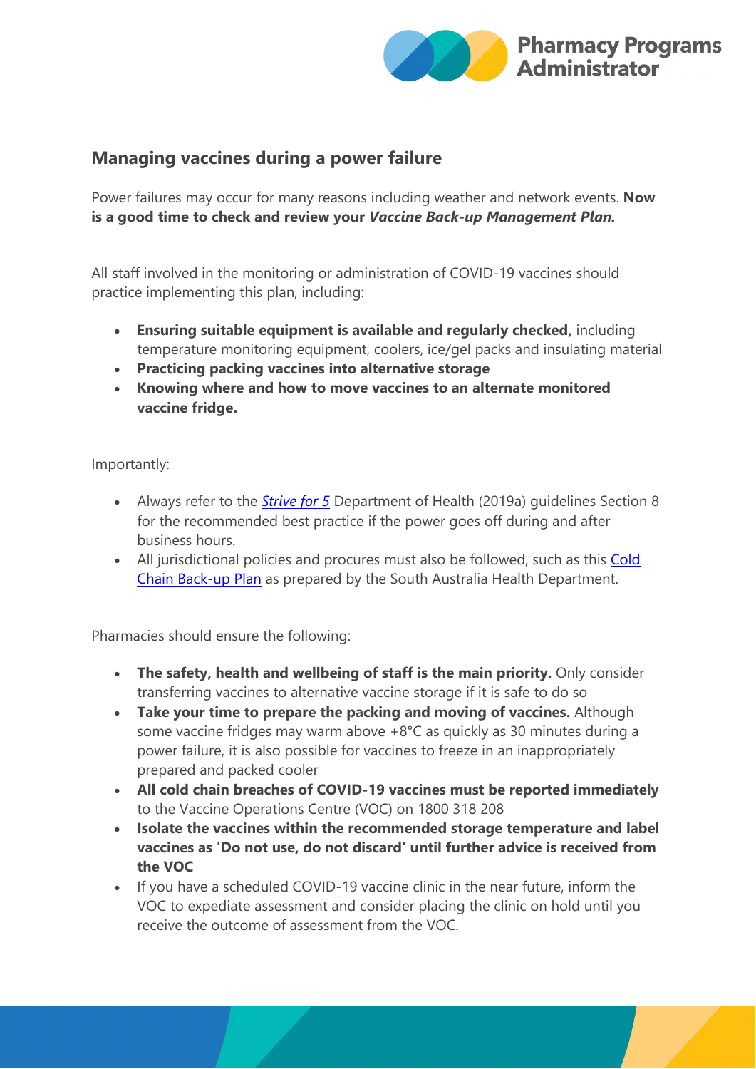## Managing vaccines during a power failure

Power failures may occur for many reasons including weather and network events. **Now is a good time to check and review your *Vaccine Back-up Management Plan.***

All staff involved in the monitoring or administration of COVID-19 vaccines should practice implementing this plan, including:

- **Ensuring suitable equipment is available and regularly checked,** including temperature monitoring equipment, coolers, ice/gel packs and insulating material
- **Practicing packing vaccines into alternative storage**
- **Knowing where and how to move vaccines to an alternate monitored vaccine fridge.**

Importantly:

- Always refer to the *Strive for 5* Department of Health (2019a) guidelines Section 8 for the recommended best practice if the power goes off during and after business hours.
- All jurisdictional policies and procures must also be followed, such as this Cold Chain Back-up Plan as prepared by the South Australia Health Department.

Pharmacies should ensure the following:

- **The safety, health and wellbeing of staff is the main priority.** Only consider transferring vaccines to alternative vaccine storage if it is safe to do so
- **Take your time to prepare the packing and moving of vaccines.** Although some vaccine fridges may warm above +8°C as quickly as 30 minutes during a power failure, it is also possible for vaccines to freeze in an inappropriately prepared and packed cooler
- **All cold chain breaches of COVID-19 vaccines must be reported immediately** to the Vaccine Operations Centre (VOC) on 1800 318 208
- **Isolate the vaccines within the recommended storage temperature and label vaccines as 'Do not use, do not discard' until further advice is received from the VOC**
- If you have a scheduled COVID-19 vaccine clinic in the near future, inform the VOC to expedite assessment and consider placing the clinic on hold until you receive the outcome of assessment from the VOC.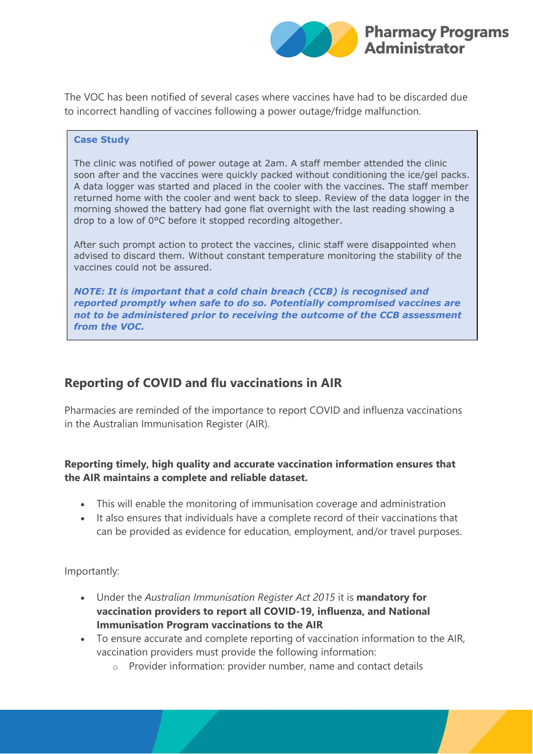The VOC has been notified of several cases where vaccines have had to be discarded due to incorrect handling of vaccines following a power outage/fridge malfunction.

> **Case Study**
>
> The clinic was notified of power outage at 2am. A staff member attended the clinic soon after and the vaccines were quickly packed without conditioning the ice/gel packs. A data logger was started and placed in the cooler with the vaccines. The staff member returned home with the cooler and went back to sleep. Review of the data logger in the morning showed the battery had gone flat overnight with the last reading showing a drop to a low of 0°C before it stopped recording altogether.
>
> After such prompt action to protect the vaccines, clinic staff were disappointed when advised to discard them. Without constant temperature monitoring the stability of the vaccines could not be assured.
>
> ***NOTE: It is important that a cold chain breach (CCB) is recognised and reported promptly when safe to do so. Potentially compromised vaccines are not to be administered prior to receiving the outcome of the CCB assessment from the VOC.***

## Reporting of COVID and flu vaccinations in AIR

Pharmacies are reminded of the importance to report COVID and influenza vaccinations in the Australian Immunisation Register (AIR).

**Reporting timely, high quality and accurate vaccination information ensures that the AIR maintains a complete and reliable dataset.**

- This will enable the monitoring of immunisation coverage and administration
- It also ensures that individuals have a complete record of their vaccinations that can be provided as evidence for education, employment, and/or travel purposes.

Importantly:

- Under the *Australian Immunisation Register Act 2015* it is **mandatory for vaccination providers to report all COVID-19, influenza, and National Immunisation Program vaccinations to the AIR**
- To ensure accurate and complete reporting of vaccination information to the AIR, vaccination providers must provide the following information:
  - Provider information: provider number, name and contact details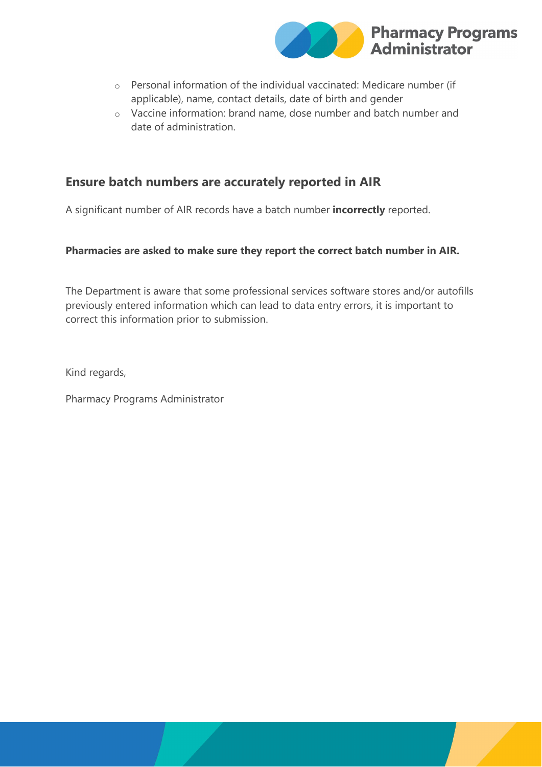- Personal information of the individual vaccinated: Medicare number (if applicable), name, contact details, date of birth and gender
- Vaccine information: brand name, dose number and batch number and date of administration.

## Ensure batch numbers are accurately reported in AIR

A significant number of AIR records have a batch number **incorrectly** reported.

**Pharmacies are asked to make sure they report the correct batch number in AIR.**

The Department is aware that some professional services software stores and/or autofills previously entered information which can lead to data entry errors, it is important to correct this information prior to submission.

Kind regards,

Pharmacy Programs Administrator